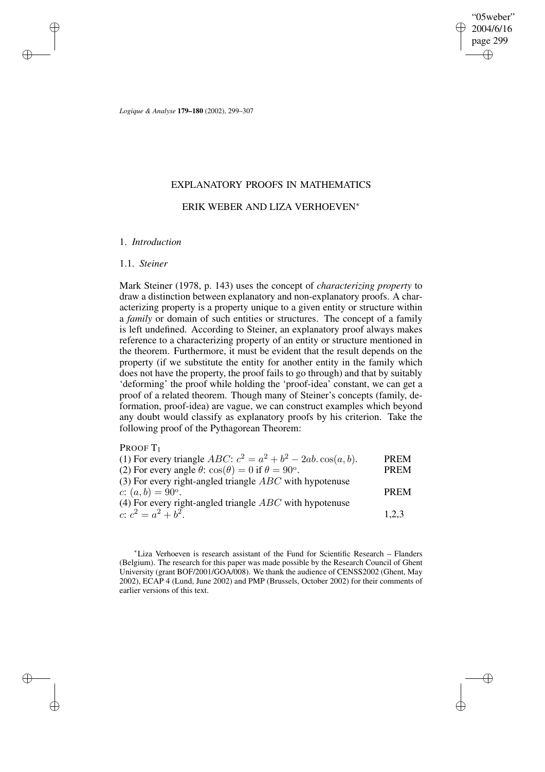# EXPLANATORY PROOFS IN MATHEMATICS

## ERIK WEBER AND LIZA VERHOEVEN*

### 1. *Introduction*

#### 1.1. *Steiner*

Mark Steiner (1978, p. 143) uses the concept of *characterizing property* to draw a distinction between explanatory and non-explanatory proofs. A characterizing property is a property unique to a given entity or structure within a *family* or domain of such entities or structures. The concept of a family is left undefined. According to Steiner, an explanatory proof always makes reference to a characterizing property of an entity or structure mentioned in the theorem. Furthermore, it must be evident that the result depends on the property (if we substitute the entity for another entity in the family which does not have the property, the proof fails to go through) and that by suitably 'deforming' the proof while holding the 'proof-idea' constant, we can get a proof of a related theorem. Though many of Steiner's concepts (family, deformation, proof-idea) are vague, we can construct examples which beyond any doubt would classify as explanatory proofs by his criterion. Take the following proof of the Pythagorean Theorem:

PROOF $T_1$

| | |
|---|---|
| (1) For every triangle $ABC$: $c^2 = a^2 + b^2 - 2ab.\cos(a, b)$. | PREM |
| (2) For every angle $\theta$: $\cos(\theta) = 0$ if $\theta = 90^o$. | PREM |
| (3) For every right-angled triangle $ABC$ with hypotenuse $c$: $(a, b) = 90^o$. | PREM |
| (4) For every right-angled triangle $ABC$ with hypotenuse $c$: $c^2 = a^2 + b^2$. | 1,2,3 |

*Liza Verhoeven is research assistant of the Fund for Scientific Research – Flanders (Belgium). The research for this paper was made possible by the Research Council of Ghent University (grant BOF/2001/GOA/008). We thank the audience of CENSS2002 (Ghent, May 2002), ECAP 4 (Lund, June 2002) and PMP (Brussels, October 2002) for their comments of earlier versions of this text.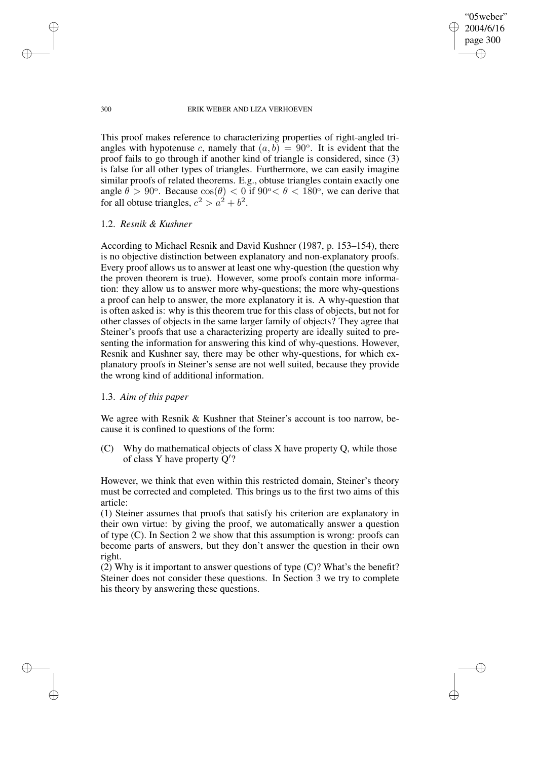This proof makes reference to characterizing properties of right-angled triangles with hypotenuse $c$, namely that $(a, b) = 90^{\circ}$. It is evident that the proof fails to go through if another kind of triangle is considered, since (3) is false for all other types of triangles. Furthermore, we can easily imagine similar proofs of related theorems. E.g., obtuse triangles contain exactly one angle $\theta > 90^{\circ}$. Because $\cos(\theta) < 0$ if $90^{\circ} < \theta < 180^{\circ}$, we can derive that for all obtuse triangles, $c^2 > a^2 + b^2$.

### 1.2. *Resnik & Kushner*

According to Michael Resnik and David Kushner (1987, p. 153–154), there is no objective distinction between explanatory and non-explanatory proofs. Every proof allows us to answer at least one why-question (the question why the proven theorem is true). However, some proofs contain more information: they allow us to answer more why-questions; the more why-questions a proof can help to answer, the more explanatory it is. A why-question that is often asked is: why is this theorem true for this class of objects, but not for other classes of objects in the same larger family of objects? They agree that Steiner's proofs that use a characterizing property are ideally suited to presenting the information for answering this kind of why-questions. However, Resnik and Kushner say, there may be other why-questions, for which explanatory proofs in Steiner's sense are not well suited, because they provide the wrong kind of additional information.

### 1.3. *Aim of this paper*

We agree with Resnik & Kushner that Steiner's account is too narrow, because it is confined to questions of the form:

(C) Why do mathematical objects of class X have property Q, while those of class Y have property Q′?

However, we think that even within this restricted domain, Steiner's theory must be corrected and completed. This brings us to the first two aims of this article:

(1) Steiner assumes that proofs that satisfy his criterion are explanatory in their own virtue: by giving the proof, we automatically answer a question of type (C). In Section 2 we show that this assumption is wrong: proofs can become parts of answers, but they don't answer the question in their own right.

(2) Why is it important to answer questions of type (C)? What's the benefit? Steiner does not consider these questions. In Section 3 we try to complete his theory by answering these questions.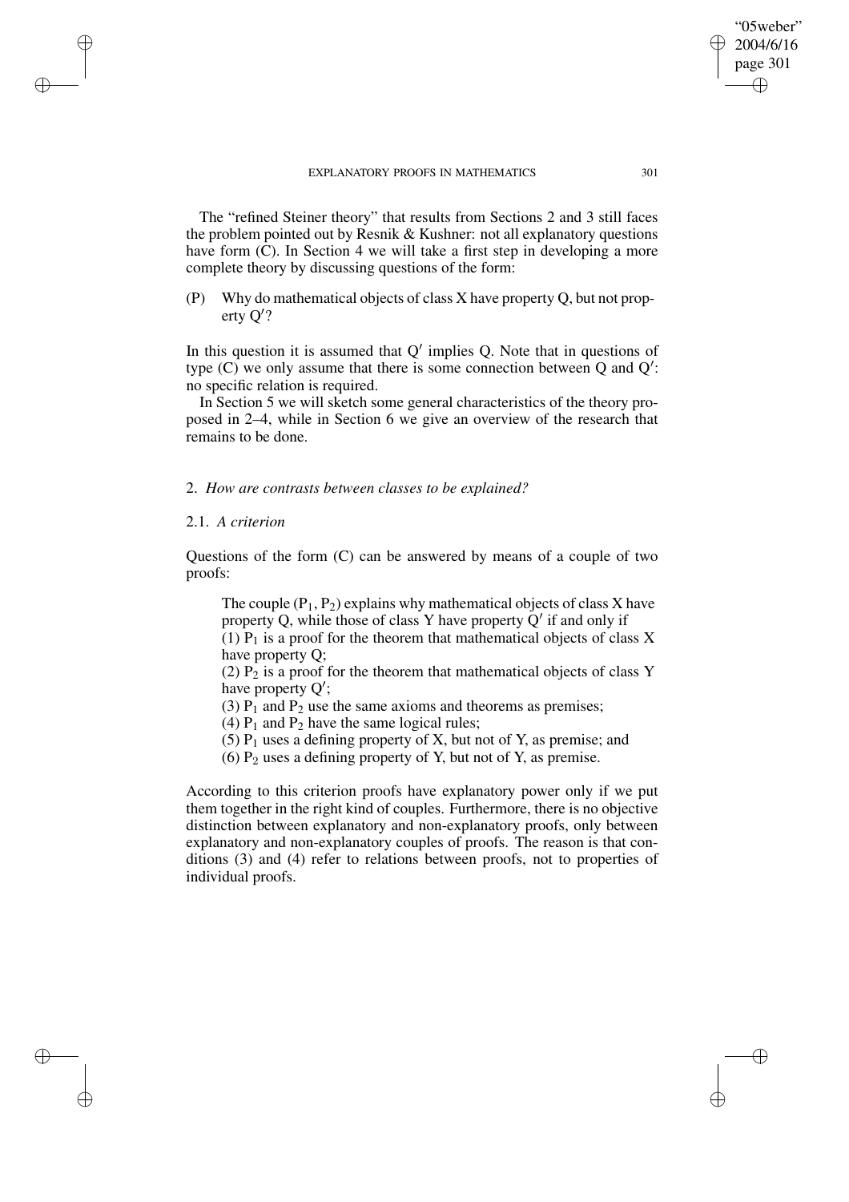The "refined Steiner theory" that results from Sections 2 and 3 still faces the problem pointed out by Resnik & Kushner: not all explanatory questions have form (C). In Section 4 we will take a first step in developing a more complete theory by discussing questions of the form:

(P) Why do mathematical objects of class X have property Q, but not property Q′?

In this question it is assumed that Q′ implies Q. Note that in questions of type (C) we only assume that there is some connection between Q and Q′: no specific relation is required.

In Section 5 we will sketch some general characteristics of the theory proposed in 2–4, while in Section 6 we give an overview of the research that remains to be done.

## 2. *How are contrasts between classes to be explained?*

### 2.1. *A criterion*

Questions of the form (C) can be answered by means of a couple of two proofs:

> The couple ($P_1$, $P_2$) explains why mathematical objects of class X have property Q, while those of class Y have property Q′ if and only if
> (1) $P_1$ is a proof for the theorem that mathematical objects of class X have property Q;
> (2) $P_2$ is a proof for the theorem that mathematical objects of class Y have property Q′;
> (3) $P_1$ and $P_2$ use the same axioms and theorems as premises;
> (4) $P_1$ and $P_2$ have the same logical rules;
> (5) $P_1$ uses a defining property of X, but not of Y, as premise; and
> (6) $P_2$ uses a defining property of Y, but not of Y, as premise.

According to this criterion proofs have explanatory power only if we put them together in the right kind of couples. Furthermore, there is no objective distinction between explanatory and non-explanatory proofs, only between explanatory and non-explanatory couples of proofs. The reason is that conditions (3) and (4) refer to relations between proofs, not to properties of individual proofs.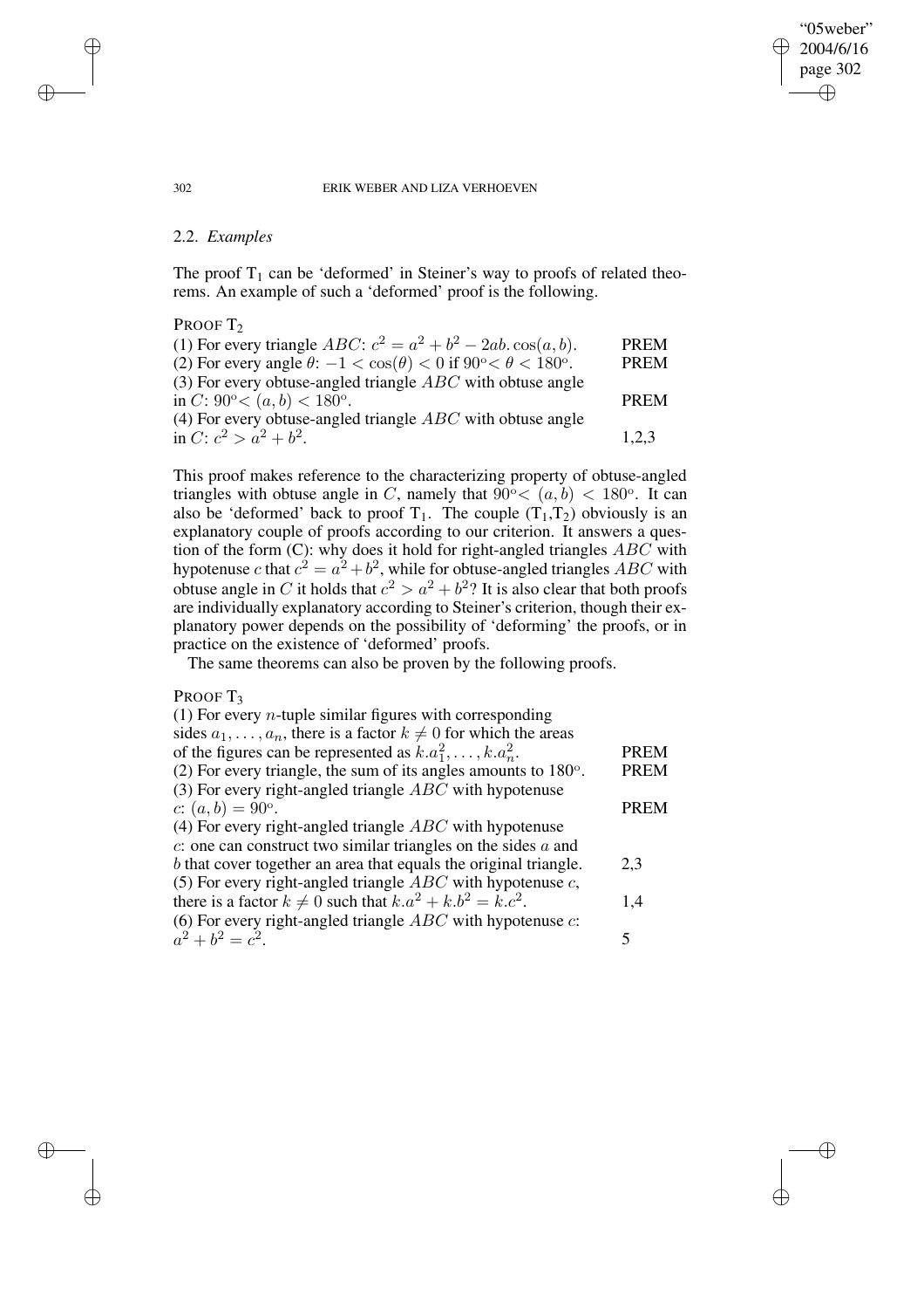## 2.2. *Examples*

The proof $T_1$ can be 'deformed' in Steiner's way to proofs of related theorems. An example of such a 'deformed' proof is the following.

PROOF $T_2$

| | |
|---|---|
| (1) For every triangle $ABC$: $c^2 = a^2 + b^2 - 2ab.\cos(a, b)$. | PREM |
| (2) For every angle $\theta$: $-1 < \cos(\theta) < 0$ if $90^o < \theta < 180^o$. | PREM |
| (3) For every obtuse-angled triangle $ABC$ with obtuse angle in $C$: $90^o < (a, b) < 180^o$. | PREM |
| (4) For every obtuse-angled triangle $ABC$ with obtuse angle in $C$: $c^2 > a^2 + b^2$. | 1,2,3 |

This proof makes reference to the characterizing property of obtuse-angled triangles with obtuse angle in $C$, namely that $90^o < (a, b) < 180^o$. It can also be 'deformed' back to proof $T_1$. The couple $(T_1, T_2)$ obviously is an explanatory couple of proofs according to our criterion. It answers a question of the form (C): why does it hold for right-angled triangles $ABC$ with hypotenuse $c$ that $c^2 = a^2 + b^2$, while for obtuse-angled triangles $ABC$ with obtuse angle in $C$ it holds that $c^2 > a^2 + b^2$? It is also clear that both proofs are individually explanatory according to Steiner's criterion, though their explanatory power depends on the possibility of 'deforming' the proofs, or in practice on the existence of 'deformed' proofs.

The same theorems can also be proven by the following proofs.

PROOF $T_3$

| | |
|---|---|
| (1) For every $n$-tuple similar figures with corresponding sides $a_1, \ldots, a_n$, there is a factor $k \neq 0$ for which the areas of the figures can be represented as $k.a_1^2, \ldots, k.a_n^2$. | PREM |
| (2) For every triangle, the sum of its angles amounts to $180^o$. | PREM |
| (3) For every right-angled triangle $ABC$ with hypotenuse $c$: $(a, b) = 90^o$. | PREM |
| (4) For every right-angled triangle $ABC$ with hypotenuse $c$: one can construct two similar triangles on the sides $a$ and $b$ that cover together an area that equals the original triangle. | 2,3 |
| (5) For every right-angled triangle $ABC$ with hypotenuse $c$, there is a factor $k \neq 0$ such that $k.a^2 + k.b^2 = k.c^2$. | 1,4 |
| (6) For every right-angled triangle $ABC$ with hypotenuse $c$: $a^2 + b^2 = c^2$. | 5 |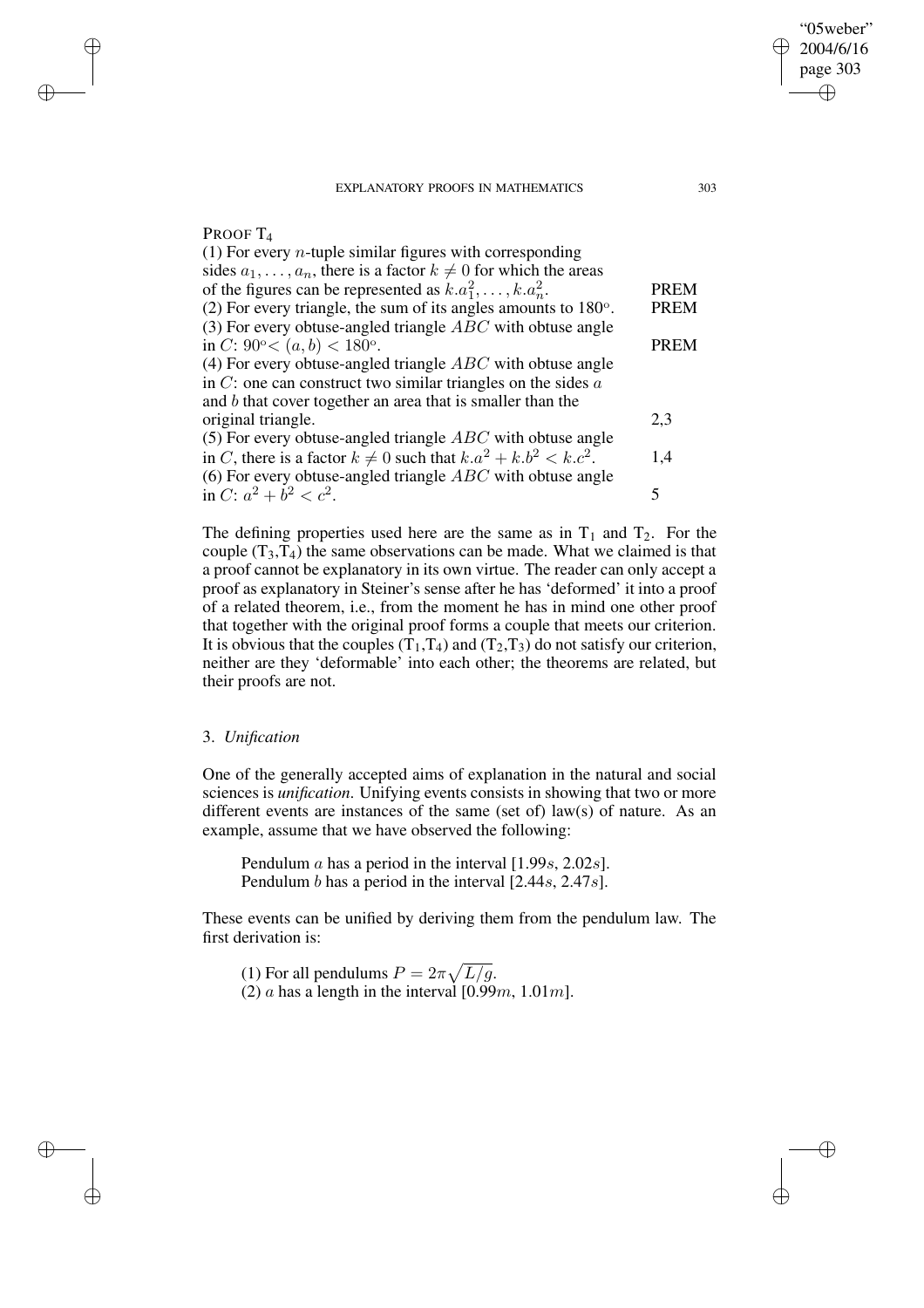PROOF $T_4$

| | |
|---|---|
| (1) For every $n$-tuple similar figures with corresponding sides $a_1, \ldots, a_n$, there is a factor $k \neq 0$ for which the areas of the figures can be represented as $k.a_1^2, \ldots, k.a_n^2$. | PREM |
| (2) For every triangle, the sum of its angles amounts to 180°. | PREM |
| (3) For every obtuse-angled triangle $ABC$ with obtuse angle in $C$: $90^\circ < (a, b) < 180^\circ$. | PREM |
| (4) For every obtuse-angled triangle $ABC$ with obtuse angle in $C$: one can construct two similar triangles on the sides $a$ and $b$ that cover together an area that is smaller than the original triangle. | 2,3 |
| (5) For every obtuse-angled triangle $ABC$ with obtuse angle in $C$, there is a factor $k \neq 0$ such that $k.a^2 + k.b^2 < k.c^2$. | 1,4 |
| (6) For every obtuse-angled triangle $ABC$ with obtuse angle in $C$: $a^2 + b^2 < c^2$. | 5 |

The defining properties used here are the same as in $T_1$ and $T_2$. For the couple ($T_3$,$T_4$) the same observations can be made. What we claimed is that a proof cannot be explanatory in its own virtue. The reader can only accept a proof as explanatory in Steiner's sense after he has 'deformed' it into a proof of a related theorem, i.e., from the moment he has in mind one other proof that together with the original proof forms a couple that meets our criterion. It is obvious that the couples ($T_1$,$T_4$) and ($T_2$,$T_3$) do not satisfy our criterion, neither are they 'deformable' into each other; the theorems are related, but their proofs are not.

## 3. *Unification*

One of the generally accepted aims of explanation in the natural and social sciences is *unification*. Unifying events consists in showing that two or more different events are instances of the same (set of) law(s) of nature. As an example, assume that we have observed the following:

> Pendulum $a$ has a period in the interval [1.99$s$, 2.02$s$].
> Pendulum $b$ has a period in the interval [2.44$s$, 2.47$s$].

These events can be unified by deriving them from the pendulum law. The first derivation is:

> (1) For all pendulums $P = 2\pi\sqrt{L/g}$.
> (2) $a$ has a length in the interval [0.99$m$, 1.01$m$].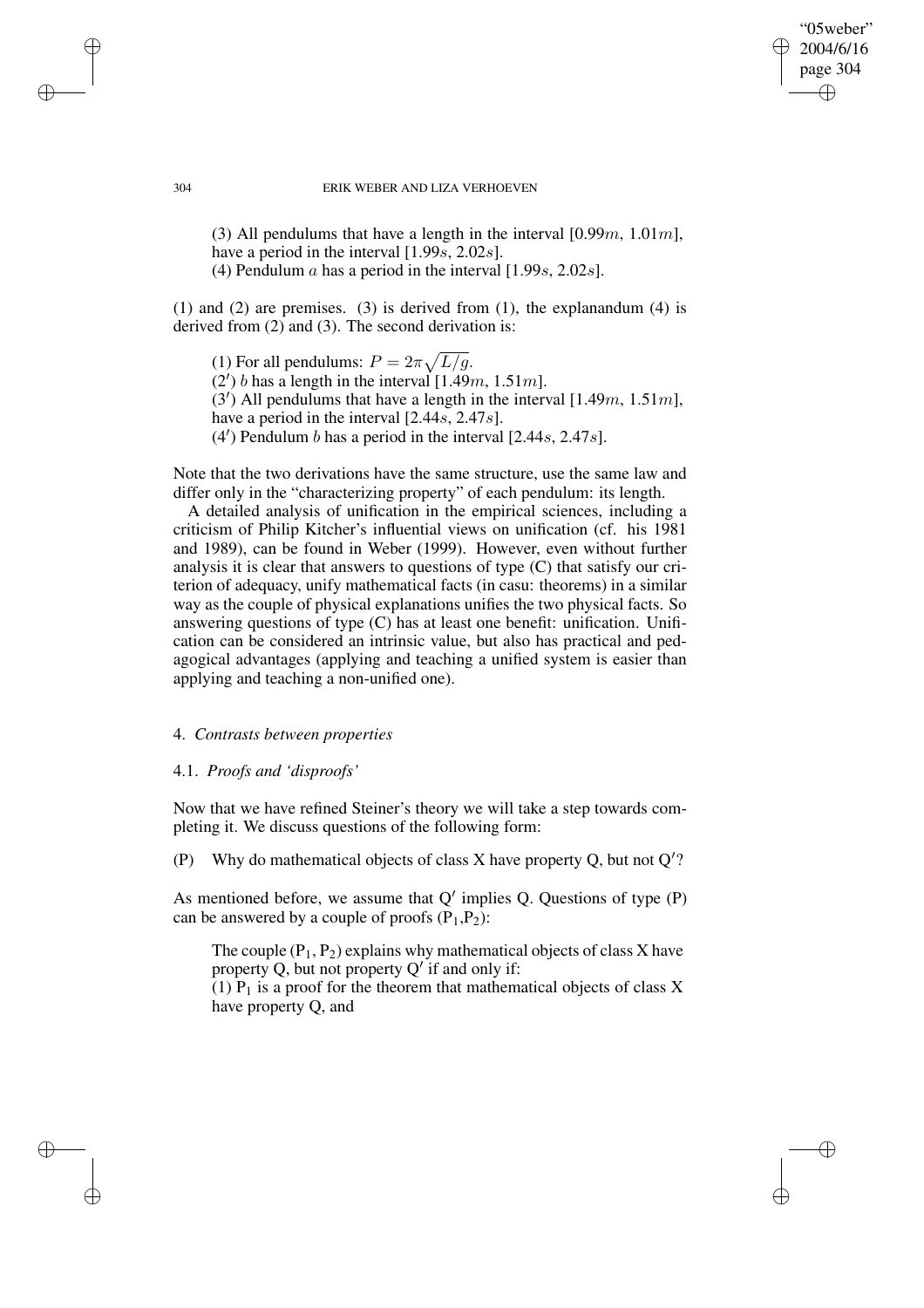(3) All pendulums that have a length in the interval [$0.99m$, $1.01m$], have a period in the interval [$1.99s$, $2.02s$].
(4) Pendulum $a$ has a period in the interval [$1.99s$, $2.02s$].

(1) and (2) are premises. (3) is derived from (1), the explanandum (4) is derived from (2) and (3). The second derivation is:

(1) For all pendulums: $P = 2\pi\sqrt{L/g}$.
($2'$) $b$ has a length in the interval [$1.49m$, $1.51m$].
($3'$) All pendulums that have a length in the interval [$1.49m$, $1.51m$], have a period in the interval [$2.44s$, $2.47s$].
($4'$) Pendulum $b$ has a period in the interval [$2.44s$, $2.47s$].

Note that the two derivations have the same structure, use the same law and differ only in the "characterizing property" of each pendulum: its length.

A detailed analysis of unification in the empirical sciences, including a criticism of Philip Kitcher's influential views on unification (cf. his 1981 and 1989), can be found in Weber (1999). However, even without further analysis it is clear that answers to questions of type (C) that satisfy our criterion of adequacy, unify mathematical facts (in casu: theorems) in a similar way as the couple of physical explanations unifies the two physical facts. So answering questions of type (C) has at least one benefit: unification. Unification can be considered an intrinsic value, but also has practical and pedagogical advantages (applying and teaching a unified system is easier than applying and teaching a non-unified one).

## 4. *Contrasts between properties*

### 4.1. *Proofs and 'disproofs'*

Now that we have refined Steiner's theory we will take a step towards completing it. We discuss questions of the following form:

(P) Why do mathematical objects of class X have property Q, but not Q′?

As mentioned before, we assume that Q′ implies Q. Questions of type (P) can be answered by a couple of proofs ($P_1$,$P_2$):

The couple ($P_1$, $P_2$) explains why mathematical objects of class X have property Q, but not property Q′ if and only if:
(1) $P_1$ is a proof for the theorem that mathematical objects of class X have property Q, and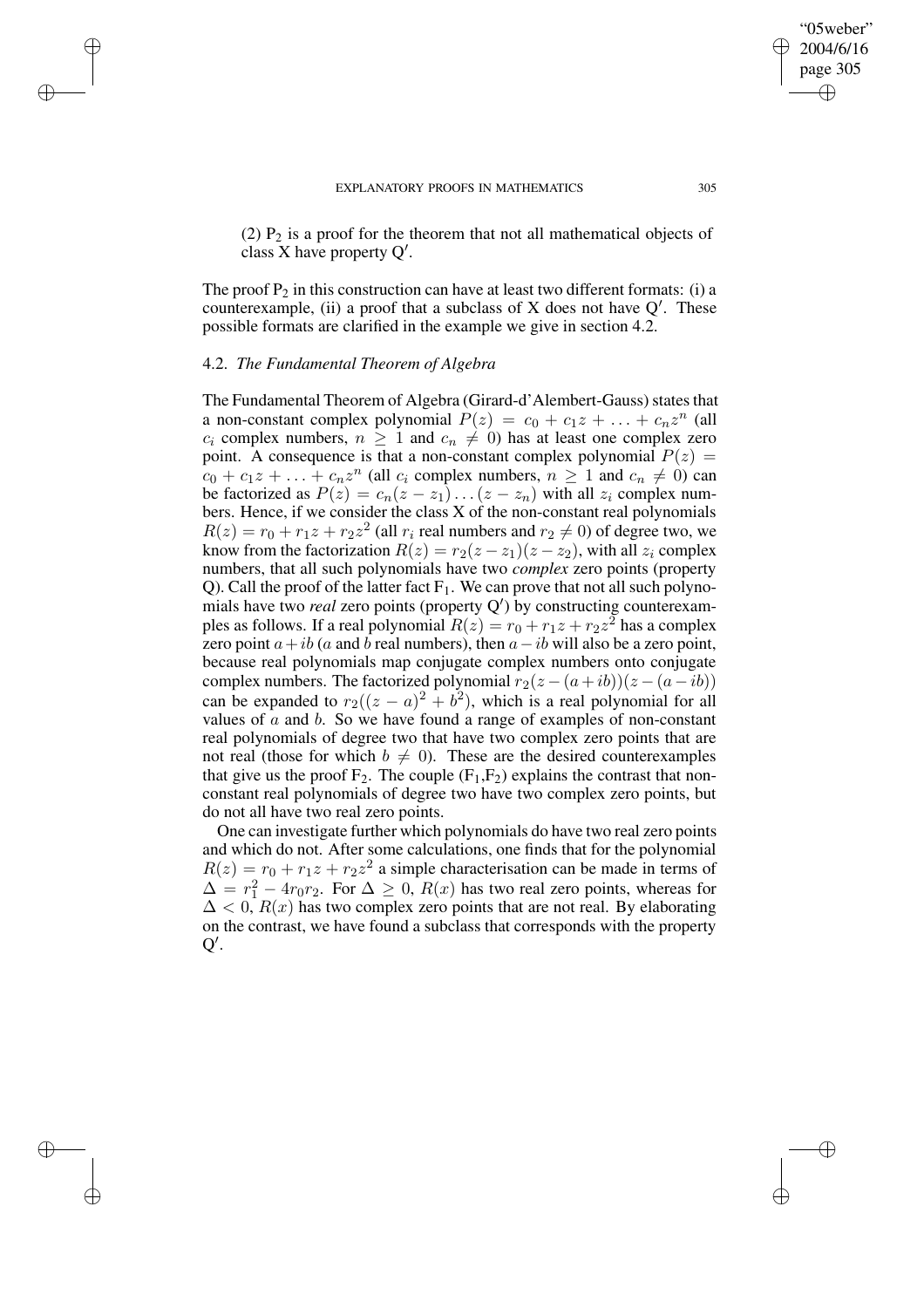(2) $P_2$ is a proof for the theorem that not all mathematical objects of class X have property Q′.

The proof $P_2$ in this construction can have at least two different formats: (i) a counterexample, (ii) a proof that a subclass of X does not have Q′. These possible formats are clarified in the example we give in section 4.2.

### 4.2. *The Fundamental Theorem of Algebra*

The Fundamental Theorem of Algebra (Girard-d'Alembert-Gauss) states that a non-constant complex polynomial $P(z) = c_0 + c_1 z + \ldots + c_n z^n$ (all $c_i$ complex numbers, $n \geq 1$ and $c_n \neq 0$) has at least one complex zero point. A consequence is that a non-constant complex polynomial $P(z) = c_0 + c_1 z + \ldots + c_n z^n$ (all $c_i$ complex numbers, $n \geq 1$ and $c_n \neq 0$) can be factorized as $P(z) = c_n(z - z_1) \ldots (z - z_n)$ with all $z_i$ complex numbers. Hence, if we consider the class X of the non-constant real polynomials $R(z) = r_0 + r_1 z + r_2 z^2$ (all $r_i$ real numbers and $r_2 \neq 0$) of degree two, we know from the factorization $R(z) = r_2(z - z_1)(z - z_2)$, with all $z_i$ complex numbers, that all such polynomials have two *complex* zero points (property Q). Call the proof of the latter fact $F_1$. We can prove that not all such polynomials have two *real* zero points (property Q′) by constructing counterexamples as follows. If a real polynomial $R(z) = r_0 + r_1 z + r_2 z^2$ has a complex zero point $a + ib$ ($a$ and $b$ real numbers), then $a - ib$ will also be a zero point, because real polynomials map conjugate complex numbers onto conjugate complex numbers. The factorized polynomial $r_2(z - (a + ib))(z - (a - ib))$ can be expanded to $r_2((z - a)^2 + b^2)$, which is a real polynomial for all values of $a$ and $b$. So we have found a range of examples of non-constant real polynomials of degree two that have two complex zero points that are not real (those for which $b \neq 0$). These are the desired counterexamples that give us the proof $F_2$. The couple ($F_1$,$F_2$) explains the contrast that non-constant real polynomials of degree two have two complex zero points, but do not all have two real zero points.

One can investigate further which polynomials do have two real zero points and which do not. After some calculations, one finds that for the polynomial $R(z) = r_0 + r_1 z + r_2 z^2$ a simple characterisation can be made in terms of $\Delta = r_1^2 - 4r_0 r_2$. For $\Delta \geq 0$, $R(x)$ has two real zero points, whereas for $\Delta < 0$, $R(x)$ has two complex zero points that are not real. By elaborating on the contrast, we have found a subclass that corresponds with the property Q′.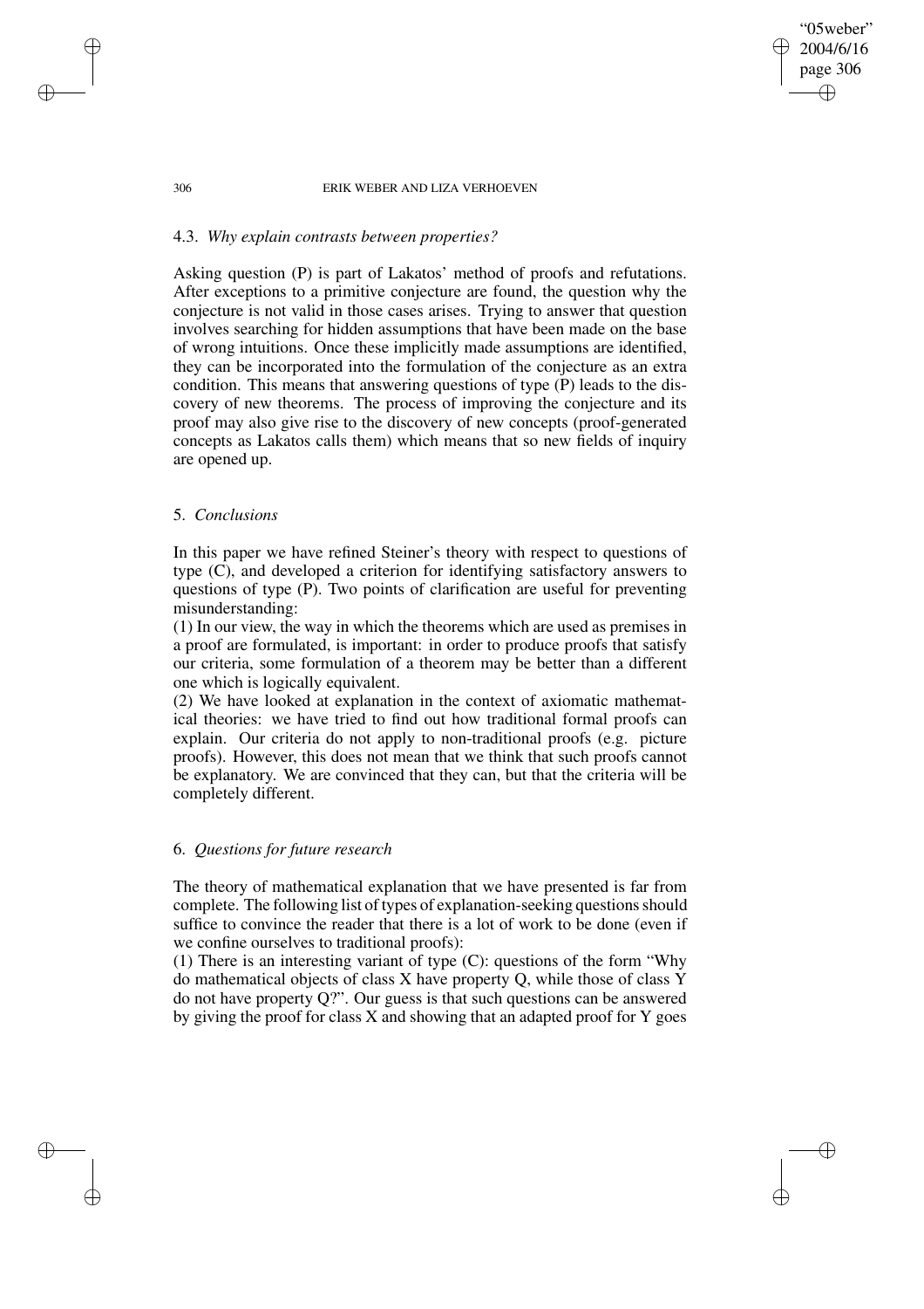### 4.3. *Why explain contrasts between properties?*

Asking question (P) is part of Lakatos' method of proofs and refutations. After exceptions to a primitive conjecture are found, the question why the conjecture is not valid in those cases arises. Trying to answer that question involves searching for hidden assumptions that have been made on the base of wrong intuitions. Once these implicitly made assumptions are identified, they can be incorporated into the formulation of the conjecture as an extra condition. This means that answering questions of type (P) leads to the discovery of new theorems. The process of improving the conjecture and its proof may also give rise to the discovery of new concepts (proof-generated concepts as Lakatos calls them) which means that so new fields of inquiry are opened up.

## 5. *Conclusions*

In this paper we have refined Steiner's theory with respect to questions of type (C), and developed a criterion for identifying satisfactory answers to questions of type (P). Two points of clarification are useful for preventing misunderstanding:

(1) In our view, the way in which the theorems which are used as premises in a proof are formulated, is important: in order to produce proofs that satisfy our criteria, some formulation of a theorem may be better than a different one which is logically equivalent.

(2) We have looked at explanation in the context of axiomatic mathematical theories: we have tried to find out how traditional formal proofs can explain. Our criteria do not apply to non-traditional proofs (e.g. picture proofs). However, this does not mean that we think that such proofs cannot be explanatory. We are convinced that they can, but that the criteria will be completely different.

## 6. *Questions for future research*

The theory of mathematical explanation that we have presented is far from complete. The following list of types of explanation-seeking questions should suffice to convince the reader that there is a lot of work to be done (even if we confine ourselves to traditional proofs):

(1) There is an interesting variant of type (C): questions of the form "Why do mathematical objects of class X have property Q, while those of class Y do not have property Q?". Our guess is that such questions can be answered by giving the proof for class X and showing that an adapted proof for Y goes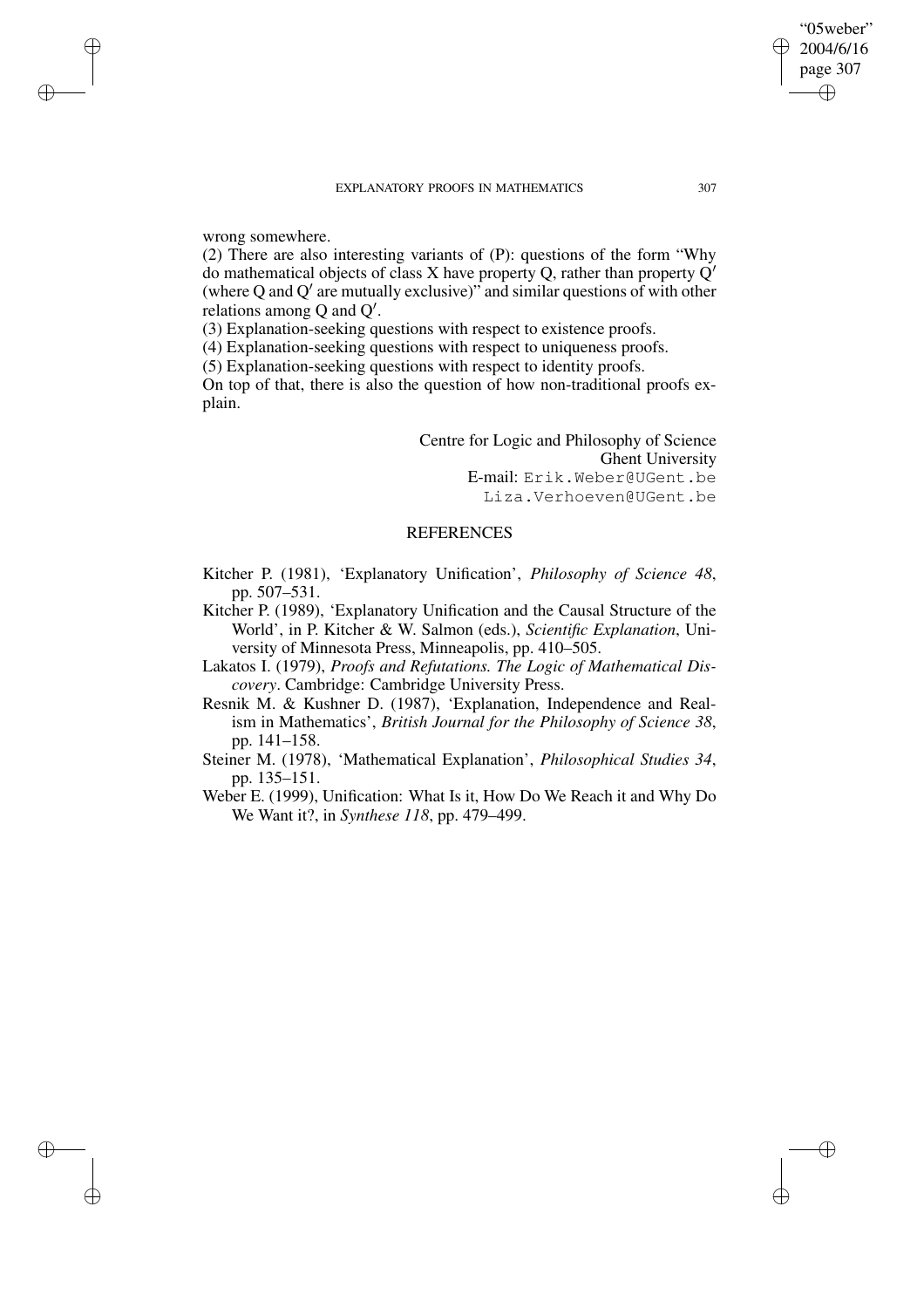wrong somewhere.

(2) There are also interesting variants of (P): questions of the form "Why do mathematical objects of class X have property Q, rather than property Q′ (where Q and Q′ are mutually exclusive)" and similar questions of with other relations among Q and Q′.

(3) Explanation-seeking questions with respect to existence proofs.

(4) Explanation-seeking questions with respect to uniqueness proofs.

(5) Explanation-seeking questions with respect to identity proofs.

On top of that, there is also the question of how non-traditional proofs explain.

Centre for Logic and Philosophy of Science
Ghent University
E-mail: Erik.Weber@UGent.be
Liza.Verhoeven@UGent.be

## REFERENCES

Kitcher P. (1981), 'Explanatory Unification', *Philosophy of Science 48*, pp. 507–531.

Kitcher P. (1989), 'Explanatory Unification and the Causal Structure of the World', in P. Kitcher & W. Salmon (eds.), *Scientific Explanation*, University of Minnesota Press, Minneapolis, pp. 410–505.

Lakatos I. (1979), *Proofs and Refutations. The Logic of Mathematical Discovery*. Cambridge: Cambridge University Press.

Resnik M. & Kushner D. (1987), 'Explanation, Independence and Realism in Mathematics', *British Journal for the Philosophy of Science 38*, pp. 141–158.

Steiner M. (1978), 'Mathematical Explanation', *Philosophical Studies 34*, pp. 135–151.

Weber E. (1999), Unification: What Is it, How Do We Reach it and Why Do We Want it?, in *Synthese 118*, pp. 479–499.